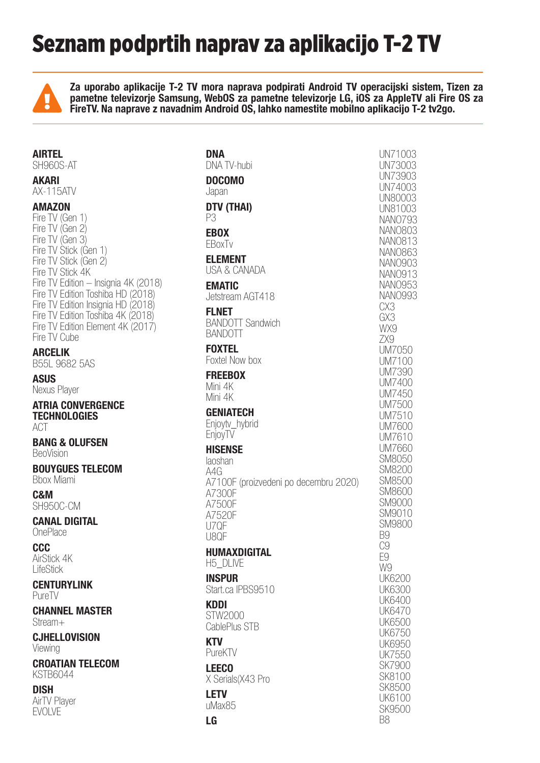# Seznam podprtih naprav za aplikacijo T-2 TV

**Za uporabo aplikacije T-2 TV mora naprava podpirati Android TV operacijski sistem, Tizen za pametne televizorje Samsung, WebOS za pametne televizorje LG, iOS za AppleTV ali Fire OS za FireTV. Na naprave z navadnim Android OS, lahko namestite mobilno aplikacijo T-2 tv2go.**

**AIRTEL**
SH960S-AT

**AKARI**
AX-115ATV

**AMAZON**
Fire TV (Gen 1)
Fire TV (Gen 2)
Fire TV (Gen 3)
Fire TV Stick (Gen 1)
Fire TV Stick (Gen 2)
Fire TV Stick 4K
Fire TV Edition – Insignia 4K (2018)
Fire TV Edition Toshiba HD (2018)
Fire TV Edition Insignia HD (2018)
Fire TV Edition Toshiba 4K (2018)
Fire TV Edition Element 4K (2017)
Fire TV Cube

**ARCELIK**
B55L 9682 5AS

**ASUS**
Nexus Player

**ATRIA CONVERGENCE TECHNOLOGIES**
ACT

**BANG & OLUFSEN**
BeoVision

**BOUYGUES TELECOM**
Bbox Miami

**C&M**
SH950C-CM

**CANAL DIGITAL**
OnePlace

**CCC**
AirStick 4K
LifeStick

**CENTURYLINK**
PureTV

**CHANNEL MASTER**
Stream+

**CJHELLOVISION**
Viewing

**CROATIAN TELECOM**
KSTB6044

**DISH**
AirTV Player
EVOLVE

**DNA**
DNA TV-hubi

**DOCOMO**
Japan

**DTV (THAI)**
P3

**EBOX**
EBoxTv

**ELEMENT**
USA & CANADA

**EMATIC**
Jetstream AGT418

**FLNET**
BANDOTT Sandwich
BANDOTT

**FOXTEL**
Foxtel Now box

**FREEBOX**
Mini 4K
Mini 4K

**GENIATECH**
Enjoytv_hybrid
EnjoyTV

**HISENSE**
laoshan
A4G
A7100F (proizvedeni po decembru 2020)
A7300F
A7500F
A7520F
U7QF
U8QF

**HUMAXDIGITAL**
H5_DLIVE

**INSPUR**
Start.ca IPBS9510

**KDDI**
STW2000
CablePlus STB

**KTV**
PureKTV

**LEECO**
X Serials(X43 Pro

**LETV**
uMax85

**LG**
UN71003
UN73003
UN73903
UN74003
UN80003
UN81003
NANO793
NANO803
NANO813
NANO863
NANO903
NANO913
NANO953
NANO993
CX3
GX3
WX9
ZX9
UM7050
UM7100
UM7390
UM7400
UM7450
UM7500
UM7510
UM7600
UM7610
UM7660
SM8050
SM8200
SM8500
SM8600
SM9000
SM9010
SM9800
B9
C9
E9
W9
UK6200
UK6300
UK6400
UK6470
UK6500
UK6750
UK6950
UK7550
SK7900
SK8100
SK8500
UK6100
SK9500
B8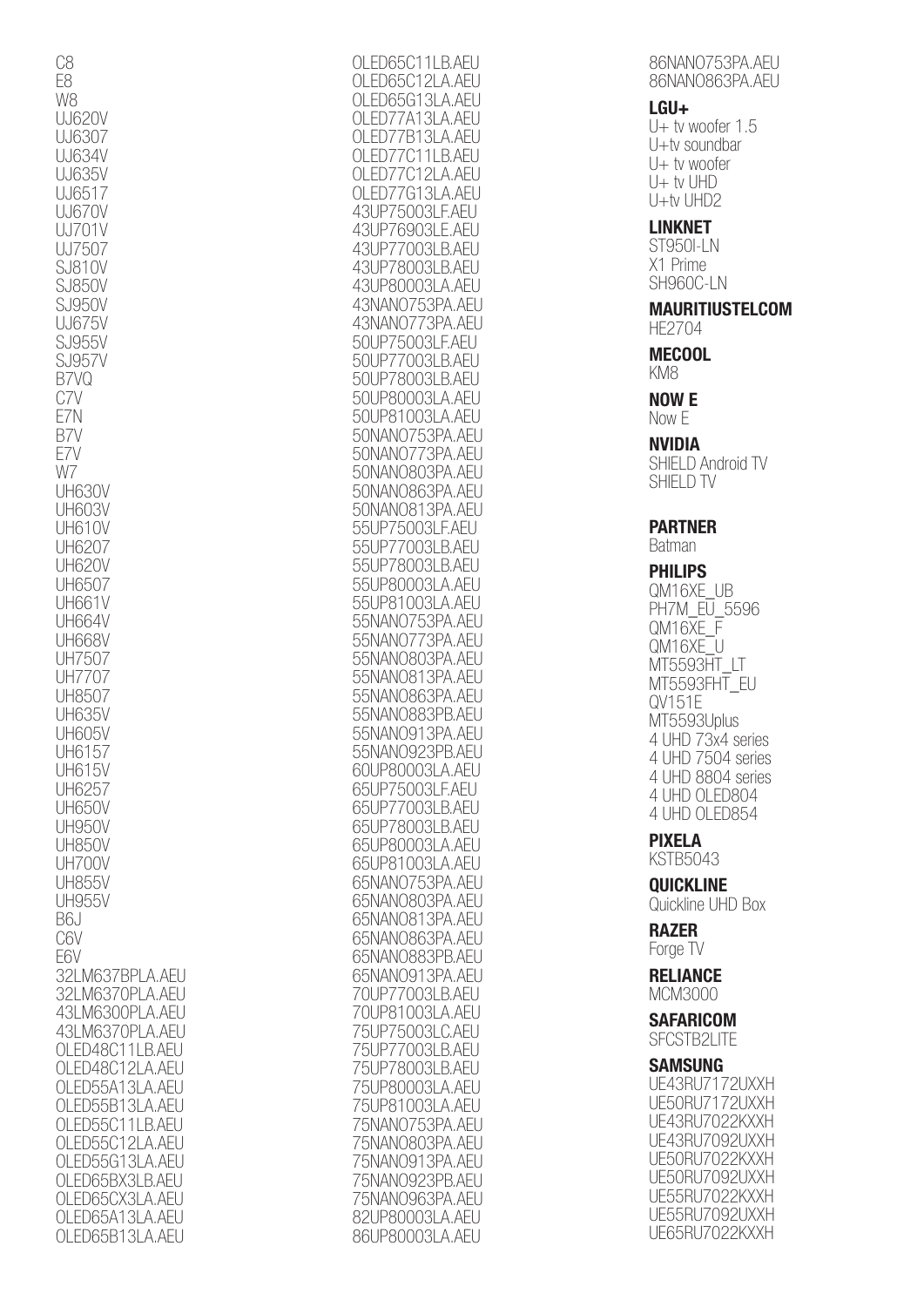C8
E8
W8
UJ620V
UJ6307
UJ634V
UJ635V
UJ6517
UJ670V
UJ701V
UJ7507
SJ810V
SJ850V
SJ950V
UJ675V
SJ955V
SJ957V
B7VQ
C7V
E7N
B7V
E7V
W7
UH630V
UH603V
UH610V
UH6207
UH620V
UH6507
UH661V
UH664V
UH668V
UH7507
UH7707
UH8507
UH635V
UH605V
UH6157
UH615V
UH6257
UH650V
UH950V
UH850V
UH700V
UH855V
UH955V
B6J
C6V
E6V
32LM637BPLA.AEU
32LM6370PLA.AEU
43LM6300PLA.AEU
43LM6370PLA.AEU
OLED48C11LB.AEU
OLED48C12LA.AEU
OLED55A13LA.AEU
OLED55B13LA.AEU
OLED55C11LB.AEU
OLED55C12LA.AEU
OLED55G13LA.AEU
OLED65BX3LB.AEU
OLED65CX3LA.AEU
OLED65A13LA.AEU
OLED65B13LA.AEU
OLED65C11LB.AEU
OLED65C12LA.AEU
OLED65G13LA.AEU
OLED77A13LA.AEU
OLED77B13LA.AEU
OLED77C11LB.AEU
OLED77C12LA.AEU
OLED77G13LA.AEU
43UP75003LF.AEU
43UP76903LE.AEU
43UP77003LB.AEU
43UP78003LB.AEU
43UP80003LA.AEU
43NANO753PA.AEU
43NANO773PA.AEU
50UP75003LF.AEU
50UP77003LB.AEU
50UP78003LB.AEU
50UP80003LA.AEU
50UP81003LA.AEU
50NANO753PA.AEU
50NANO773PA.AEU
50NANO803PA.AEU
50NANO863PA.AEU
50NANO813PA.AEU
55UP75003LF.AEU
55UP77003LB.AEU
55UP78003LB.AEU
55UP80003LA.AEU
55UP81003LA.AEU
55NANO753PA.AEU
55NANO773PA.AEU
55NANO803PA.AEU
55NANO813PA.AEU
55NANO863PA.AEU
55NANO883PB.AEU
55NANO913PA.AEU
55NANO923PB.AEU
60UP80003LA.AEU
65UP75003LF.AEU
65UP77003LB.AEU
65UP78003LB.AEU
65UP80003LA.AEU
65UP81003LA.AEU
65NANO753PA.AEU
65NANO803PA.AEU
65NANO813PA.AEU
65NANO863PA.AEU
65NANO883PB.AEU
65NANO913PA.AEU
70UP77003LB.AEU
70UP81003LA.AEU
75UP75003LC.AEU
75UP77003LB.AEU
75UP78003LB.AEU
75UP80003LA.AEU
75UP81003LA.AEU
75NANO753PA.AEU
75NANO803PA.AEU
75NANO913PA.AEU
75NANO923PB.AEU
75NANO963PA.AEU
82UP80003LA.AEU
86UP80003LA.AEU
86NANO753PA.AEU
86NANO863PA.AEU

**LGU+**
U+ tv woofer 1.5
U+tv soundbar
U+ tv woofer
U+ tv UHD
U+tv UHD2

**LINKNET**
ST950I-LN
X1 Prime
SH960C-LN

**MAURITIUSTELCOM**
HE2704

**MECOOL**
KM8

**NOW E**
Now E

**NVIDIA**
SHIELD Android TV
SHIELD TV

**PARTNER**
Batman

**PHILIPS**
QM16XE_UB
PH7M_EU_5596
QM16XE_F
QM16XE_U
MT5593HT_LT
MT5593FHT_EU
QV151E
MT5593Uplus
4 UHD 73x4 series
4 UHD 7504 series
4 UHD 8804 series
4 UHD OLED804
4 UHD OLED854

**PIXELA**
KSTB5043

**QUICKLINE**
Quickline UHD Box

**RAZER**
Forge TV

**RELIANCE**
MCM3000

**SAFARICOM**
SFCSTB2LITE

**SAMSUNG**
UE43RU7172UXXH
UE50RU7172UXXH
UE43RU7022KXXH
UE43RU7092UXXH
UE50RU7022KXXH
UE50RU7092UXXH
UE55RU7022KXXH
UE55RU7092UXXH
UE65RU7022KXXH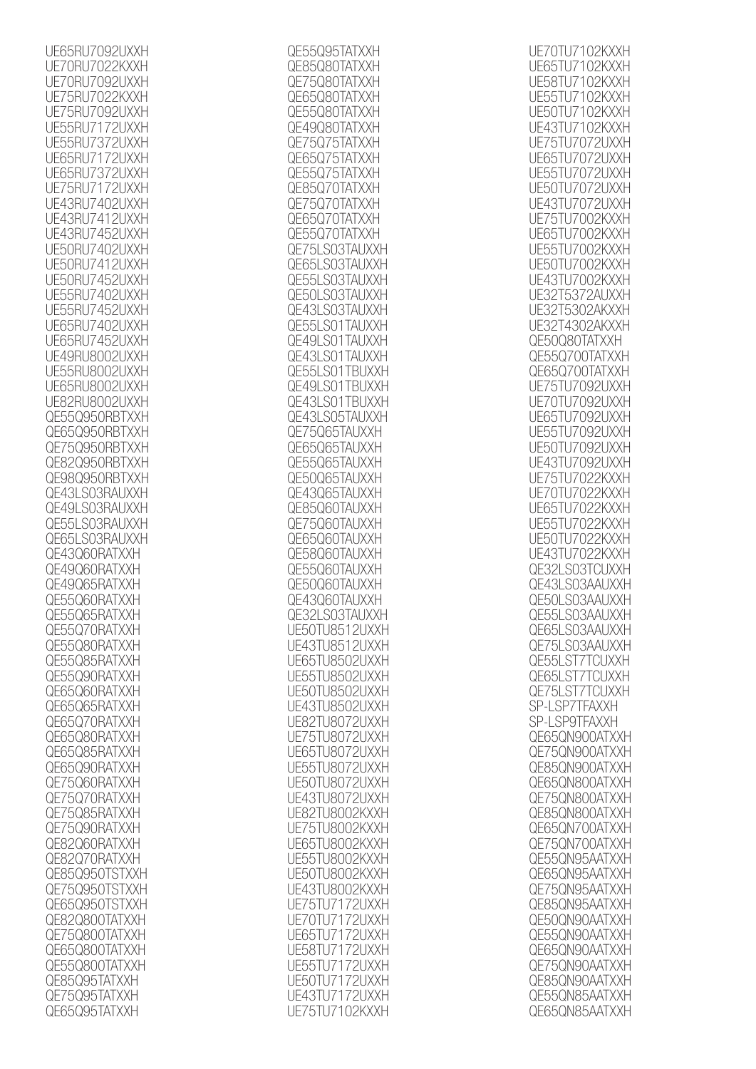UE65RU7092UXXH
UE70RU7022KXXH
UE70RU7092UXXH
UE75RU7022KXXH
UE75RU7092UXXH
UE55RU7172UXXH
UE55RU7372UXXH
UE65RU7172UXXH
UE65RU7372UXXH
UE75RU7172UXXH
UE43RU7402UXXH
UE43RU7412UXXH
UE43RU7452UXXH
UE50RU7402UXXH
UE50RU7412UXXH
UE50RU7452UXXH
UE55RU7402UXXH
UE55RU7452UXXH
UE65RU7402UXXH
UE65RU7452UXXH
UE49RU8002UXXH
UE55RU8002UXXH
UE65RU8002UXXH
UE82RU8002UXXH
QE55Q950RBTXXH
QE65Q950RBTXXH
QE75Q950RBTXXH
QE82Q950RBTXXH
QE98Q950RBTXXH
QE43LS03RAUXXH
QE49LS03RAUXXH
QE55LS03RAUXXH
QE65LS03RAUXXH
QE43Q60RATXXH
QE49Q60RATXXH
QE49Q65RATXXH
QE55Q60RATXXH
QE55Q65RATXXH
QE55Q70RATXXH
QE55Q80RATXXH
QE55Q85RATXXH
QE55Q90RATXXH
QE65Q60RATXXH
QE65Q65RATXXH
QE65Q70RATXXH
QE65Q80RATXXH
QE65Q85RATXXH
QE65Q90RATXXH
QE75Q60RATXXH
QE75Q70RATXXH
QE75Q85RATXXH
QE75Q90RATXXH
QE82Q60RATXXH
QE82Q70RATXXH
QE85Q950TSTXXH
QE75Q950TSTXXH
QE65Q950TSTXXH
QE82Q800TATXXH
QE75Q800TATXXH
QE65Q800TATXXH
QE55Q800TATXXH
QE85Q95TATXXH
QE75Q95TATXXH
QE65Q95TATXXH
QE55Q95TATXXH
QE85Q80TATXXH
QE75Q80TATXXH
QE65Q80TATXXH
QE55Q80TATXXH
QE49Q80TATXXH
QE75Q75TATXXH
QE65Q75TATXXH
QE55Q75TATXXH
QE85Q70TATXXH
QE75Q70TATXXH
QE65Q70TATXXH
QE55Q70TATXXH
QE75LS03TAUXXH
QE65LS03TAUXXH
QE55LS03TAUXXH
QE50LS03TAUXXH
QE43LS03TAUXXH
QE55LS01TAUXXH
QE49LS01TAUXXH
QE43LS01TAUXXH
QE55LS01TBUXXH
QE49LS01TBUXXH
QE43LS01TBUXXH
QE43LS05TAUXXH
QE75Q65TAUXXH
QE65Q65TAUXXH
QE55Q65TAUXXH
QE50Q65TAUXXH
QE43Q65TAUXXH
QE85Q60TAUXXH
QE75Q60TAUXXH
QE65Q60TAUXXH
QE58Q60TAUXXH
QE55Q60TAUXXH
QE50Q60TAUXXH
QE43Q60TAUXXH
QE32LS03TAUXXH
UE50TU8512UXXH
UE43TU8512UXXH
UE65TU8502UXXH
UE55TU8502UXXH
UE50TU8502UXXH
UE43TU8502UXXH
UE82TU8072UXXH
UE75TU8072UXXH
UE65TU8072UXXH
UE55TU8072UXXH
UE50TU8072UXXH
UE43TU8072UXXH
UE82TU8002KXXH
UE75TU8002KXXH
UE65TU8002KXXH
UE55TU8002KXXH
UE50TU8002KXXH
UE43TU8002KXXH
UE75TU7172UXXH
UE70TU7172UXXH
UE65TU7172UXXH
UE58TU7172UXXH
UE55TU7172UXXH
UE50TU7172UXXH
UE43TU7172UXXH
UE75TU7102KXXH
UE70TU7102KXXH
UE65TU7102KXXH
UE58TU7102KXXH
UE55TU7102KXXH
UE50TU7102KXXH
UE43TU7102KXXH
UE75TU7072UXXH
UE65TU7072UXXH
UE55TU7072UXXH
UE50TU7072UXXH
UE43TU7072UXXH
UE75TU7002KXXH
UE65TU7002KXXH
UE55TU7002KXXH
UE50TU7002KXXH
UE43TU7002KXXH
UE32T5372AUXXH
UE32T5302AKXXH
UE32T4302AKXXH
QE50Q80TATXXH
QE55Q700TATXXH
QE65Q700TATXXH
UE75TU7092UXXH
UE70TU7092UXXH
UE65TU7092UXXH
UE55TU7092UXXH
UE50TU7092UXXH
UE43TU7092UXXH
UE75TU7022KXXH
UE70TU7022KXXH
UE65TU7022KXXH
UE55TU7022KXXH
UE50TU7022KXXH
UE43TU7022KXXH
QE32LS03TCUXXH
QE43LS03AAUXXH
QE50LS03AAUXXH
QE55LS03AAUXXH
QE65LS03AAUXXH
QE75LS03AAUXXH
QE55LST7TCUXXH
QE65LST7TCUXXH
QE75LST7TCUXXH
SP-LSP7TFAXXH
SP-LSP9TFAXXH
QE65QN900ATXXH
QE75QN900ATXXH
QE85QN900ATXXH
QE65QN800ATXXH
QE75QN800ATXXH
QE85QN800ATXXH
QE65QN700ATXXH
QE75QN700ATXXH
QE55QN95AATXXH
QE65QN95AATXXH
QE75QN95AATXXH
QE85QN95AATXXH
QE50QN90AATXXH
QE55QN90AATXXH
QE65QN90AATXXH
QE75QN90AATXXH
QE85QN90AATXXH
QE55QN85AATXXH
QE65QN85AATXXH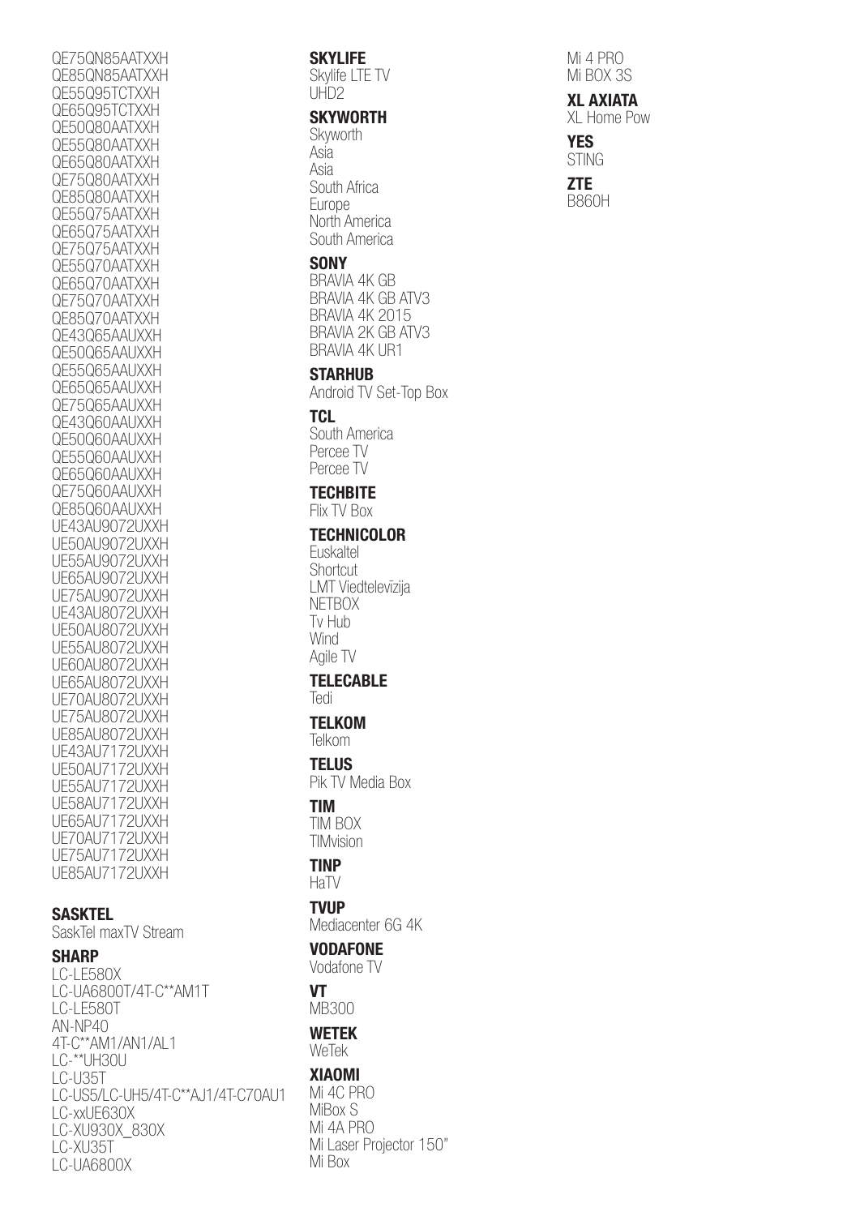QE75QN85AATXXH
QE85QN85AATXXH
QE55Q95TCTXXH
QE65Q95TCTXXH
QE50Q80AATXXH
QE55Q80AATXXH
QE65Q80AATXXH
QE75Q80AATXXH
QE85Q80AATXXH
QE55Q75AATXXH
QE65Q75AATXXH
QE75Q75AATXXH
QE55Q70AATXXH
QE65Q70AATXXH
QE75Q70AATXXH
QE85Q70AATXXH
QE43Q65AAUXXH
QE50Q65AAUXXH
QE55Q65AAUXXH
QE65Q65AAUXXH
QE75Q65AAUXXH
QE43Q60AAUXXH
QE50Q60AAUXXH
QE55Q60AAUXXH
QE65Q60AAUXXH
QE75Q60AAUXXH
QE85Q60AAUXXH
UE43AU9072UXXH
UE50AU9072UXXH
UE55AU9072UXXH
UE65AU9072UXXH
UE75AU9072UXXH
UE43AU8072UXXH
UE50AU8072UXXH
UE55AU8072UXXH
UE60AU8072UXXH
UE65AU8072UXXH
UE70AU8072UXXH
UE75AU8072UXXH
UE85AU8072UXXH
UE43AU7172UXXH
UE50AU7172UXXH
UE55AU7172UXXH
UE58AU7172UXXH
UE65AU7172UXXH
UE70AU7172UXXH
UE75AU7172UXXH
UE85AU7172UXXH

**SASKTEL**
SaskTel maxTV Stream

**SHARP**
LC-LE580X
LC-UA6800T/4T-C**AM1T
LC-LE580T
AN-NP40
4T-C**AM1/AN1/AL1
LC-**UH30U
LC-U35T
LC-US5/LC-UH5/4T-C**AJ1/4T-C70AU1
LC-xxUE630X
LC-XU930X_830X
LC-XU35T
LC-UA6800X

**SKYLIFE**
Skylife LTE TV
UHD2

**SKYWORTH**
Skyworth
Asia
Asia
South Africa
Europe
North America
South America

**SONY**
BRAVIA 4K GB
BRAVIA 4K GB ATV3
BRAVIA 4K 2015
BRAVIA 2K GB ATV3
BRAVIA 4K UR1

**STARHUB**
Android TV Set-Top Box

**TCL**
South America
Percee TV
Percee TV

**TECHBITE**
Flix TV Box

**TECHNICOLOR**
Euskaltel
Shortcut
LMT Viedtelevīzija
NETBOX
Tv Hub
Wind
Agile TV

**TELECABLE**
Tedi

**TELKOM**
Telkom

**TELUS**
Pik TV Media Box

**TIM**
TIM BOX
TIMvision

**TINP**
HaTV

**TVUP**
Mediacenter 6G 4K

**VODAFONE**
Vodafone TV

**VT**
MB300

**WETEK**
WeTek

**XIAOMI**
Mi 4C PRO
MiBox S
Mi 4A PRO
Mi Laser Projector 150"
Mi Box
Mi 4 PRO
Mi BOX 3S

**XL AXIATA**
XL Home Pow

**YES**
STING

**ZTE**
B860H